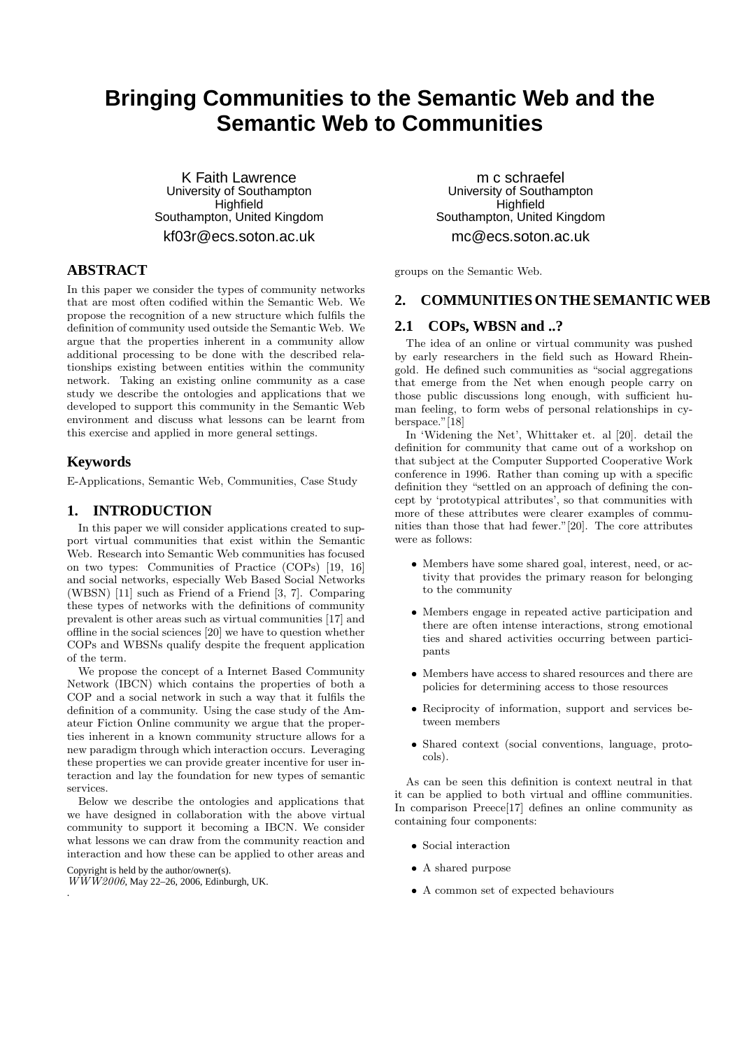# Bringing Communities to the Semantic Web and the Semantic Web to Communities

K Faith Lawrence
University of Southampton
Highfield
Southampton, United Kingdom
kf03r@ecs.soton.ac.uk

m c schraefel
University of Southampton
Highfield
Southampton, United Kingdom
mc@ecs.soton.ac.uk

## ABSTRACT

In this paper we consider the types of community networks that are most often codified within the Semantic Web. We propose the recognition of a new structure which fulfils the definition of community used outside the Semantic Web. We argue that the properties inherent in a community allow additional processing to be done with the described relationships existing between entities within the community network. Taking an existing online community as a case study we describe the ontologies and applications that we developed to support this community in the Semantic Web environment and discuss what lessons can be learnt from this exercise and applied in more general settings.

## Keywords

E-Applications, Semantic Web, Communities, Case Study

## 1. INTRODUCTION

In this paper we will consider applications created to support virtual communities that exist within the Semantic Web. Research into Semantic Web communities has focused on two types: Communities of Practice (COPs) [19, 16] and social networks, especially Web Based Social Networks (WBSN) [11] such as Friend of a Friend [3, 7]. Comparing these types of networks with the definitions of community prevalent is other areas such as virtual communities [17] and offline in the social sciences [20] we have to question whether COPs and WBSNs qualify despite the frequent application of the term.

We propose the concept of a Internet Based Community Network (IBCN) which contains the properties of both a COP and a social network in such a way that it fulfils the definition of a community. Using the case study of the Amateur Fiction Online community we argue that the properties inherent in a known community structure allows for a new paradigm through which interaction occurs. Leveraging these properties we can provide greater incentive for user interaction and lay the foundation for new types of semantic services.

Below we describe the ontologies and applications that we have designed in collaboration with the above virtual community to support it becoming a IBCN. We consider what lessons we can draw from the community reaction and interaction and how these can be applied to other areas and groups on the Semantic Web.

Copyright is held by the author/owner(s).
*WWW2006*, May 22–26, 2006, Edinburgh, UK.

## 2. COMMUNITIES ON THE SEMANTIC WEB

### 2.1 COPs, WBSN and ..?

The idea of an online or virtual community was pushed by early researchers in the field such as Howard Rheingold. He defined such communities as "social aggregations that emerge from the Net when enough people carry on those public discussions long enough, with sufficient human feeling, to form webs of personal relationships in cyberspace."[18]

In 'Widening the Net', Whittaker et. al [20]. detail the definition for community that came out of a workshop on that subject at the Computer Supported Cooperative Work conference in 1996. Rather than coming up with a specific definition they "settled on an approach of defining the concept by 'prototypical attributes', so that communities with more of these attributes were clearer examples of communities than those that had fewer."[20]. The core attributes were as follows:

- Members have some shared goal, interest, need, or activity that provides the primary reason for belonging to the community
- Members engage in repeated active participation and there are often intense interactions, strong emotional ties and shared activities occurring between participants
- Members have access to shared resources and there are policies for determining access to those resources
- Reciprocity of information, support and services between members
- Shared context (social conventions, language, protocols).

As can be seen this definition is context neutral in that it can be applied to both virtual and offline communities. In comparison Preece[17] defines an online community as containing four components:

- Social interaction
- A shared purpose
- A common set of expected behaviours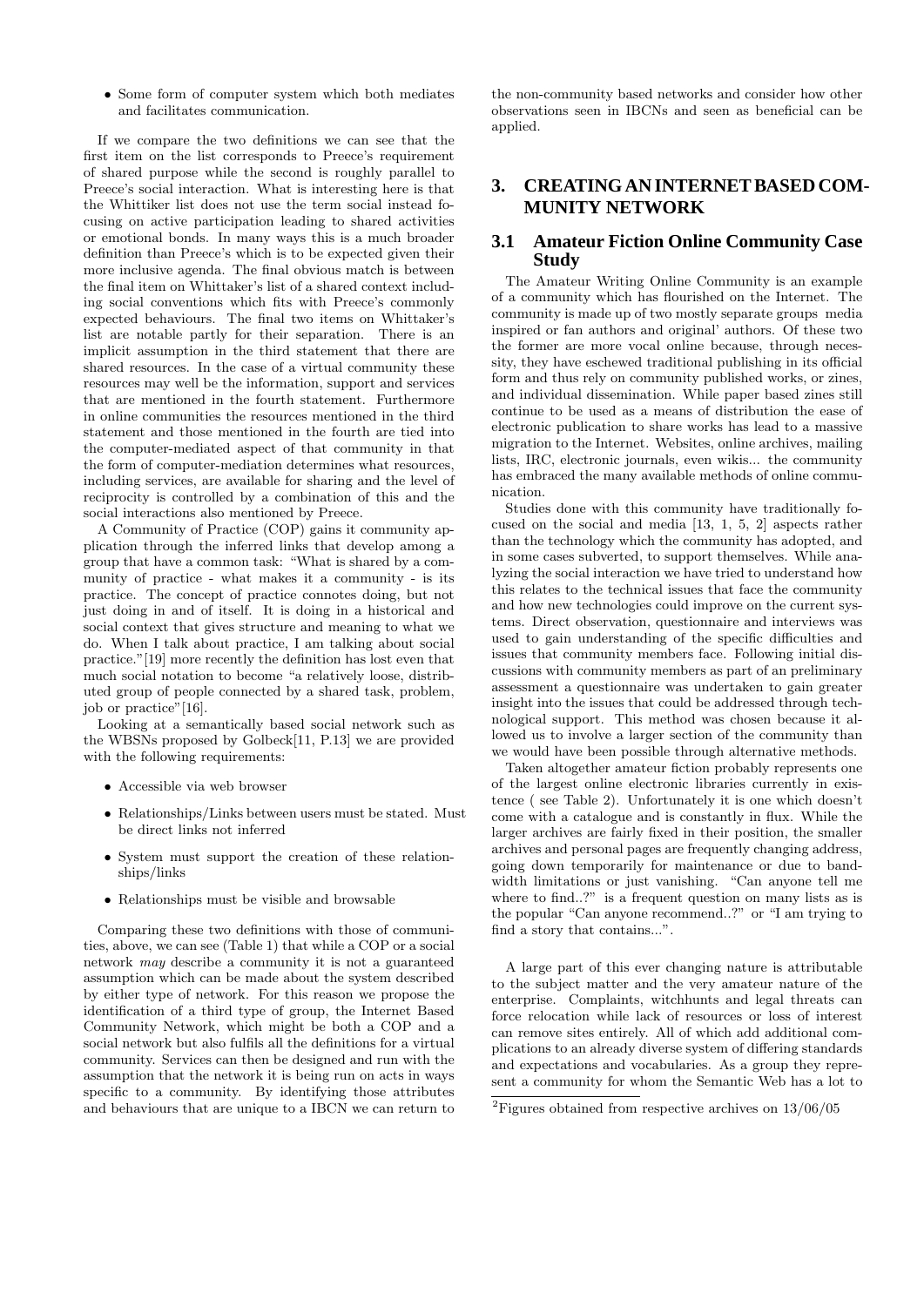- Some form of computer system which both mediates and facilitates communication.

If we compare the two definitions we can see that the first item on the list corresponds to Preece's requirement of shared purpose while the second is roughly parallel to Preece's social interaction. What is interesting here is that the Whittiker list does not use the term social instead focusing on active participation leading to shared activities or emotional bonds. In many ways this is a much broader definition than Preece's which is to be expected given their more inclusive agenda. The final obvious match is between the final item on Whittaker's list of a shared context including social conventions which fits with Preece's commonly expected behaviours. The final two items on Whittaker's list are notable partly for their separation. There is an implicit assumption in the third statement that there are shared resources. In the case of a virtual community these resources may well be the information, support and services that are mentioned in the fourth statement. Furthermore in online communities the resources mentioned in the third statement and those mentioned in the fourth are tied into the computer-mediated aspect of that community in that the form of computer-mediation determines what resources, including services, are available for sharing and the level of reciprocity is controlled by a combination of this and the social interactions also mentioned by Preece.

A Community of Practice (COP) gains it community application through the inferred links that develop among a group that have a common task: "What is shared by a community of practice - what makes it a community - is its practice. The concept of practice connotes doing, but not just doing in and of itself. It is doing in a historical and social context that gives structure and meaning to what we do. When I talk about practice, I am talking about social practice."[19] more recently the definition has lost even that much social notation to become "a relatively loose, distributed group of people connected by a shared task, problem, job or practice"[16].

Looking at a semantically based social network such as the WBSNs proposed by Golbeck[11, P.13] we are provided with the following requirements:

- Accessible via web browser
- Relationships/Links between users must be stated. Must be direct links not inferred
- System must support the creation of these relationships/links
- Relationships must be visible and browsable

Comparing these two definitions with those of communities, above, we can see (Table 1) that while a COP or a social network *may* describe a community it is not a guaranteed assumption which can be made about the system described by either type of network. For this reason we propose the identification of a third type of group, the Internet Based Community Network, which might be both a COP and a social network but also fulfils all the definitions for a virtual community. Services can then be designed and run with the assumption that the network it is being run on acts in ways specific to a community. By identifying those attributes and behaviours that are unique to a IBCN we can return to the non-community based networks and consider how other observations seen in IBCNs and seen as beneficial can be applied.

## 3. CREATING AN INTERNET BASED COMMUNITY NETWORK

### 3.1 Amateur Fiction Online Community Case Study

The Amateur Writing Online Community is an example of a community which has flourished on the Internet. The community is made up of two mostly separate groups media inspired or fan authors and original' authors. Of these two the former are more vocal online because, through necessity, they have eschewed traditional publishing in its official form and thus rely on community published works, or zines, and individual dissemination. While paper based zines still continue to be used as a means of distribution the ease of electronic publication to share works has lead to a massive migration to the Internet. Websites, online archives, mailing lists, IRC, electronic journals, even wikis... the community has embraced the many available methods of online communication.

Studies done with this community have traditionally focused on the social and media [13, 1, 5, 2] aspects rather than the technology which the community has adopted, and in some cases subverted, to support themselves. While analyzing the social interaction we have tried to understand how this relates to the technical issues that face the community and how new technologies could improve on the current systems. Direct observation, questionnaire and interviews was used to gain understanding of the specific difficulties and issues that community members face. Following initial discussions with community members as part of an preliminary assessment a questionnaire was undertaken to gain greater insight into the issues that could be addressed through technological support. This method was chosen because it allowed us to involve a larger section of the community than we would have been possible through alternative methods.

Taken altogether amateur fiction probably represents one of the largest online electronic libraries currently in existence ( see Table 2). Unfortunately it is one which doesn't come with a catalogue and is constantly in flux. While the larger archives are fairly fixed in their position, the smaller archives and personal pages are frequently changing address, going down temporarily for maintenance or due to bandwidth limitations or just vanishing. "Can anyone tell me where to find..?" is a frequent question on many lists as is the popular "Can anyone recommend..?" or "I am trying to find a story that contains...".

A large part of this ever changing nature is attributable to the subject matter and the very amateur nature of the enterprise. Complaints, witchhunts and legal threats can force relocation while lack of resources or loss of interest can remove sites entirely. All of which add additional complications to an already diverse system of differing standards and expectations and vocabularies. As a group they represent a community for whom the Semantic Web has a lot to

[2]Figures obtained from respective archives on 13/06/05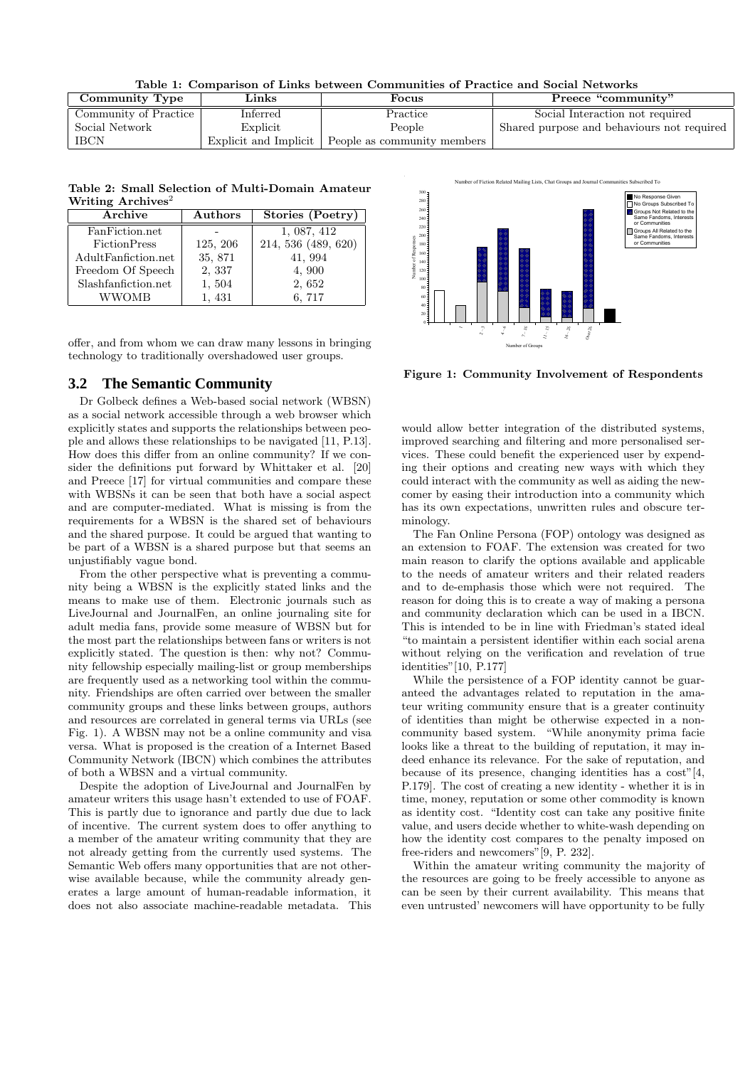**Table 1: Comparison of Links between Communities of Practice and Social Networks**

| Community Type | Links | Focus | Preece "community" |
|---|---|---|---|
| Community of Practice | Inferred | Practice | Social Interaction not required |
| Social Network | Explicit | People | Shared purpose and behaviours not required |
| IBCN | Explicit and Implicit | People as community members | |

**Table 2: Small Selection of Multi-Domain Amateur Writing Archives[2]**

| Archive | Authors | Stories (Poetry) |
|---|---|---|
| FanFiction.net | - | 1, 087, 412 |
| FictionPress | 125, 206 | 214, 536 (489, 620) |
| AdultFanfiction.net | 35, 871 | 41, 994 |
| Freedom Of Speech | 2, 337 | 4, 900 |
| Slashfanfiction.net | 1, 504 | 2, 652 |
| WWOMB | 1, 431 | 6, 717 |

Figure 1: Community Involvement of Respondents

offer, and from whom we can draw many lessons in bringing technology to traditionally overshadowed user groups.

## 3.2 The Semantic Community

Dr Golbeck defines a Web-based social network (WBSN) as a social network accessible through a web browser which explicitly states and supports the relationships between people and allows these relationships to be navigated [11, P.13]. How does this differ from an online community? If we consider the definitions put forward by Whittaker et al. [20] and Preece [17] for virtual communities and compare these with WBSNs it can be seen that both have a social aspect and are computer-mediated. What is missing is from the requirements for a WBSN is the shared set of behaviours and the shared purpose. It could be argued that wanting to be part of a WBSN is a shared purpose but that seems an unjustifiably vague bond.

From the other perspective what is preventing a community being a WBSN is the explicitly stated links and the means to make use of them. Electronic journals such as LiveJournal and JournalFen, an online journaling site for adult media fans, provide some measure of WBSN but for the most part the relationships between fans or writers is not explicitly stated. The question is then: why not? Community fellowship especially mailing-list or group memberships are frequently used as a networking tool within the community. Friendships are often carried over between the smaller community groups and these links between groups, authors and resources are correlated in general terms via URLs (see Fig. 1). A WBSN may not be a online community and visa versa. What is proposed is the creation of a Internet Based Community Network (IBCN) which combines the attributes of both a WBSN and a virtual community.

Despite the adoption of LiveJournal and JournalFen by amateur writers this usage hasn't extended to use of FOAF. This is partly due to ignorance and partly due due to lack of incentive. The current system does to offer anything to a member of the amateur writing community that they are not already getting from the currently used systems. The Semantic Web offers many opportunities that are not otherwise available because, while the community already generates a large amount of human-readable information, it does not also associate machine-readable metadata. This would allow better integration of the distributed systems, improved searching and filtering and more personalised services. These could benefit the experienced user by expending their options and creating new ways with which they could interact with the community as well as aiding the newcomer by easing their introduction into a community which has its own expectations, unwritten rules and obscure terminology.

The Fan Online Persona (FOP) ontology was designed as an extension to FOAF. The extension was created for two main reason to clarify the options available and applicable to the needs of amateur writers and their related readers and to de-emphasis those which were not required. The reason for doing this is to create a way of making a persona and community declaration which can be used in a IBCN. This is intended to be in line with Friedman's stated ideal "to maintain a persistent identifier within each social arena without relying on the verification and revelation of true identities"[10, P.177]

While the persistence of a FOP identity cannot be guaranteed the advantages related to reputation in the amateur writing community ensure that is a greater continuity of identities than might be otherwise expected in a non-community based system. "While anonymity prima facie looks like a threat to the building of reputation, it may indeed enhance its relevance. For the sake of reputation, and because of its presence, changing identities has a cost"[4, P.179]. The cost of creating a new identity - whether it is in time, money, reputation or some other commodity is known as identity cost. "Identity cost can take any positive finite value, and users decide whether to white-wash depending on how the identity cost compares to the penalty imposed on free-riders and newcomers"[9, P. 232].

Within the amateur writing community the majority of the resources are going to be freely accessible to anyone as can be seen by their current availability. This means that even untrusted' newcomers will have opportunity to be fully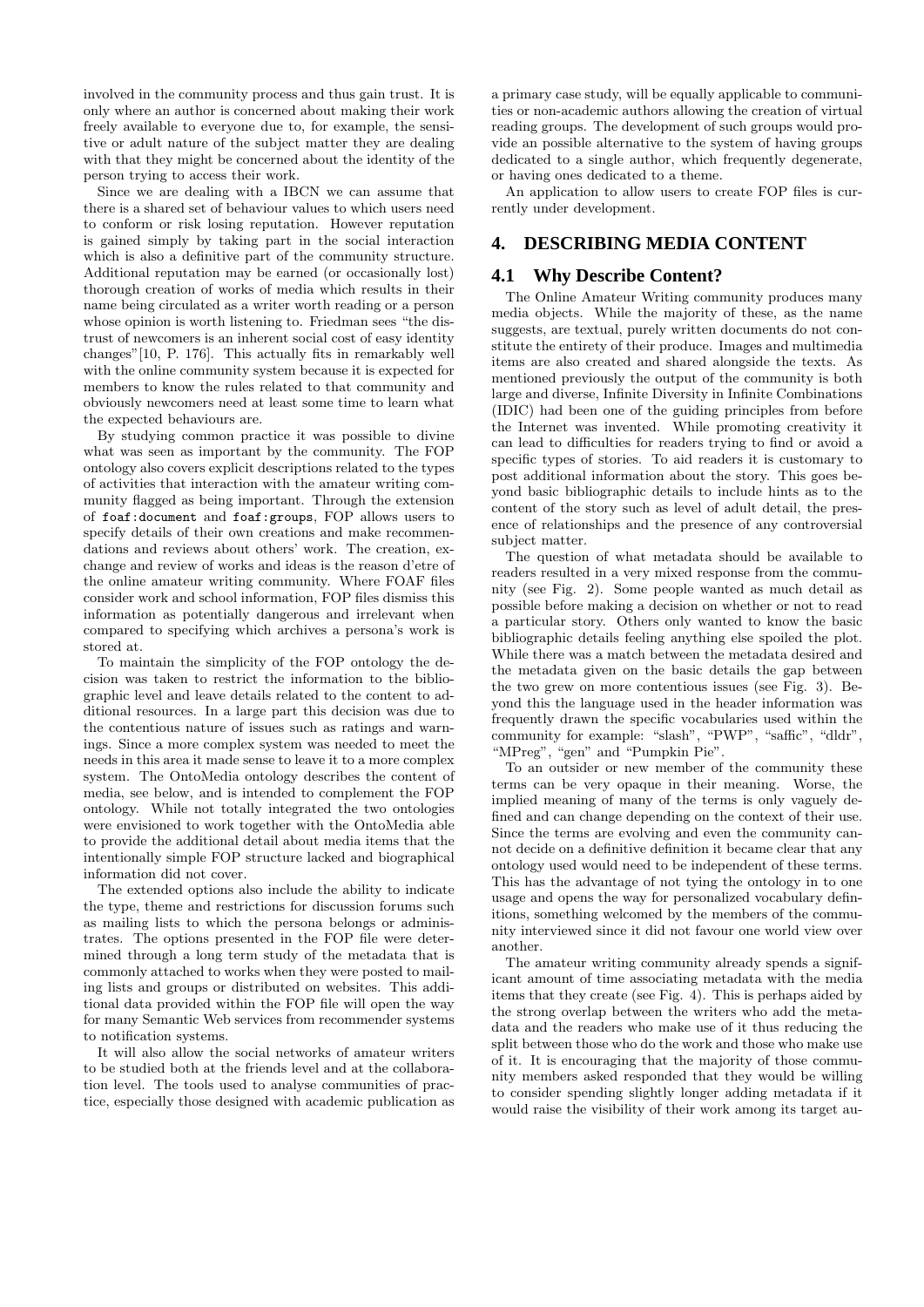involved in the community process and thus gain trust. It is only where an author is concerned about making their work freely available to everyone due to, for example, the sensitive or adult nature of the subject matter they are dealing with that they might be concerned about the identity of the person trying to access their work.

Since we are dealing with a IBCN we can assume that there is a shared set of behaviour values to which users need to conform or risk losing reputation. However reputation is gained simply by taking part in the social interaction which is also a definitive part of the community structure. Additional reputation may be earned (or occasionally lost) thorough creation of works of media which results in their name being circulated as a writer worth reading or a person whose opinion is worth listening to. Friedman sees "the distrust of newcomers is an inherent social cost of easy identity changes"[10, P. 176]. This actually fits in remarkably well with the online community system because it is expected for members to know the rules related to that community and obviously newcomers need at least some time to learn what the expected behaviours are.

By studying common practice it was possible to divine what was seen as important by the community. The FOP ontology also covers explicit descriptions related to the types of activities that interaction with the amateur writing community flagged as being important. Through the extension of `foaf:document` and `foaf:groups`, FOP allows users to specify details of their own creations and make recommendations and reviews about others' work. The creation, exchange and review of works and ideas is the reason d'etre of the online amateur writing community. Where FOAF files consider work and school information, FOP files dismiss this information as potentially dangerous and irrelevant when compared to specifying which archives a persona's work is stored at.

To maintain the simplicity of the FOP ontology the decision was taken to restrict the information to the bibliographic level and leave details related to the content to additional resources. In a large part this decision was due to the contentious nature of issues such as ratings and warnings. Since a more complex system was needed to meet the needs in this area it made sense to leave it to a more complex system. The OntoMedia ontology describes the content of media, see below, and is intended to complement the FOP ontology. While not totally integrated the two ontologies were envisioned to work together with the OntoMedia able to provide the additional detail about media items that the intentionally simple FOP structure lacked and biographical information did not cover.

The extended options also include the ability to indicate the type, theme and restrictions for discussion forums such as mailing lists to which the persona belongs or administrates. The options presented in the FOP file were determined through a long term study of the metadata that is commonly attached to works when they were posted to mailing lists and groups or distributed on websites. This additional data provided within the FOP file will open the way for many Semantic Web services from recommender systems to notification systems.

It will also allow the social networks of amateur writers to be studied both at the friends level and at the collaboration level. The tools used to analyse communities of practice, especially those designed with academic publication as a primary case study, will be equally applicable to communities or non-academic authors allowing the creation of virtual reading groups. The development of such groups would provide an possible alternative to the system of having groups dedicated to a single author, which frequently degenerate, or having ones dedicated to a theme.

An application to allow users to create FOP files is currently under development.

## 4. DESCRIBING MEDIA CONTENT

### 4.1 Why Describe Content?

The Online Amateur Writing community produces many media objects. While the majority of these, as the name suggests, are textual, purely written documents do not constitute the entirety of their produce. Images and multimedia items are also created and shared alongside the texts. As mentioned previously the output of the community is both large and diverse, Infinite Diversity in Infinite Combinations (IDIC) had been one of the guiding principles from before the Internet was invented. While promoting creativity it can lead to difficulties for readers trying to find or avoid a specific types of stories. To aid readers it is customary to post additional information about the story. This goes beyond basic bibliographic details to include hints as to the content of the story such as level of adult detail, the presence of relationships and the presence of any controversial subject matter.

The question of what metadata should be available to readers resulted in a very mixed response from the community (see Fig. 2). Some people wanted as much detail as possible before making a decision on whether or not to read a particular story. Others only wanted to know the basic bibliographic details feeling anything else spoiled the plot. While there was a match between the metadata desired and the metadata given on the basic details the gap between the two grew on more contentious issues (see Fig. 3). Beyond this the language used in the header information was frequently drawn the specific vocabularies used within the community for example: "slash", "PWP", "saffic", "dldr", "MPreg", "gen" and "Pumpkin Pie".

To an outsider or new member of the community these terms can be very opaque in their meaning. Worse, the implied meaning of many of the terms is only vaguely defined and can change depending on the context of their use. Since the terms are evolving and even the community cannot decide on a definitive definition it became clear that any ontology used would need to be independent of these terms. This has the advantage of not tying the ontology in to one usage and opens the way for personalized vocabulary definitions, something welcomed by the members of the community interviewed since it did not favour one world view over another.

The amateur writing community already spends a significant amount of time associating metadata with the media items that they create (see Fig. 4). This is perhaps aided by the strong overlap between the writers who add the metadata and the readers who make use of it thus reducing the split between those who do the work and those who make use of it. It is encouraging that the majority of those community members asked responded that they would be willing to consider spending slightly longer adding metadata if it would raise the visibility of their work among its target au-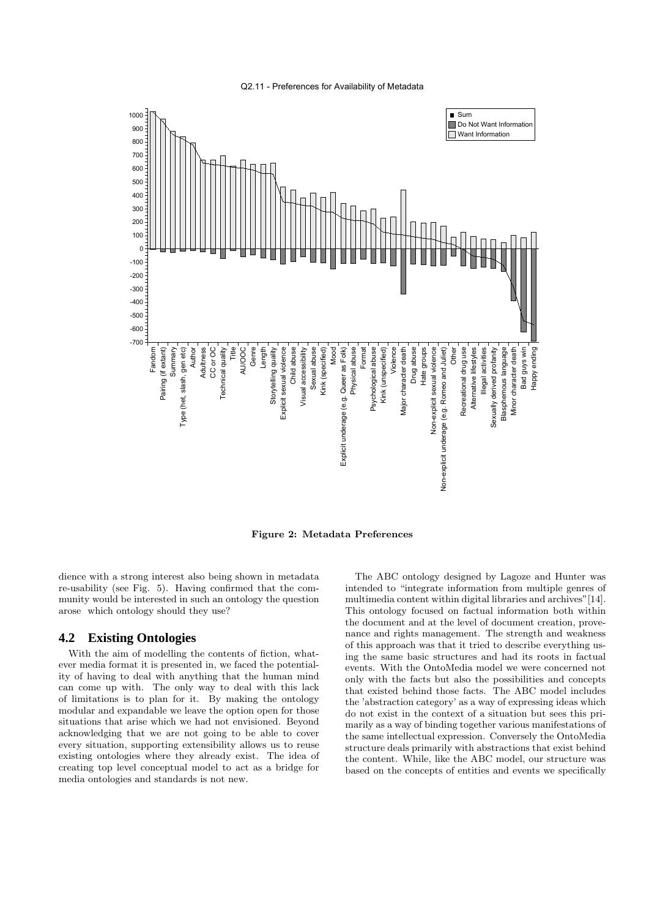Q2.11 - Preferences for Availability of Metadata

**Figure 2: Metadata Preferences**

dience with a strong interest also being shown in metadata re-usability (see Fig. 5). Having confirmed that the community would be interested in such an ontology the question arose which ontology should they use?

## 4.2 Existing Ontologies

With the aim of modelling the contents of fiction, whatever media format it is presented in, we faced the potentiality of having to deal with anything that the human mind can come up with. The only way to deal with this lack of limitations is to plan for it. By making the ontology modular and expandable we leave the option open for those situations that arise which we had not envisioned. Beyond acknowledging that we are not going to be able to cover every situation, supporting extensibility allows us to reuse existing ontologies where they already exist. The idea of creating top level conceptual model to act as a bridge for media ontologies and standards is not new.

The ABC ontology designed by Lagoze and Hunter was intended to "integrate information from multiple genres of multimedia content within digital libraries and archives"[14]. This ontology focused on factual information both within the document and at the level of document creation, provenance and rights management. The strength and weakness of this approach was that it tried to describe everything using the same basic structures and had its roots in factual events. With the OntoMedia model we were concerned not only with the facts but also the possibilities and concepts that existed behind those facts. The ABC model includes the 'abstraction category' as a way of expressing ideas which do not exist in the context of a situation but sees this primarily as a way of binding together various manifestations of the same intellectual expression. Conversely the OntoMedia structure deals primarily with abstractions that exist behind the content. While, like the ABC model, our structure was based on the concepts of entities and events we specifically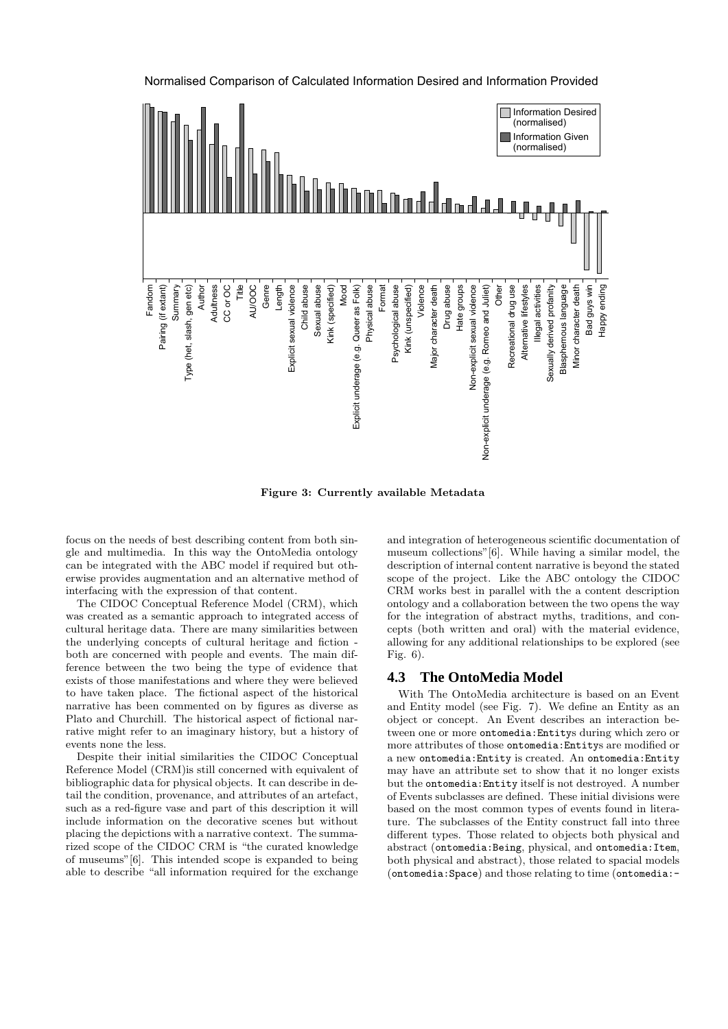Normalised Comparison of Calculated Information Desired and Information Provided

**Figure 3: Currently available Metadata**

focus on the needs of best describing content from both single and multimedia. In this way the OntoMedia ontology can be integrated with the ABC model if required but otherwise provides augmentation and an alternative method of interfacing with the expression of that content.

The CIDOC Conceptual Reference Model (CRM), which was created as a semantic approach to integrated access of cultural heritage data. There are many similarities between the underlying concepts of cultural heritage and fiction - both are concerned with people and events. The main difference between the two being the type of evidence that exists of those manifestations and where they were believed to have taken place. The fictional aspect of the historical narrative has been commented on by figures as diverse as Plato and Churchill. The historical aspect of fictional narrative might refer to an imaginary history, but a history of events none the less.

Despite their initial similarities the CIDOC Conceptual Reference Model (CRM)is still concerned with equivalent of bibliographic data for physical objects. It can describe in detail the condition, provenance, and attributes of an artefact, such as a red-figure vase and part of this description it will include information on the decorative scenes but without placing the depictions with a narrative context. The summarized scope of the CIDOC CRM is "the curated knowledge of museums"[6]. This intended scope is expanded to being able to describe "all information required for the exchange and integration of heterogeneous scientific documentation of museum collections"[6]. While having a similar model, the description of internal content narrative is beyond the stated scope of the project. Like the ABC ontology the CIDOC CRM works best in parallel with the a content description ontology and a collaboration between the two opens the way for the integration of abstract myths, traditions, and concepts (both written and oral) with the material evidence, allowing for any additional relationships to be explored (see Fig. 6).

## 4.3 The OntoMedia Model

With The OntoMedia architecture is based on an Event and Entity model (see Fig. 7). We define an Entity as an object or concept. An Event describes an interaction between one or more `ontomedia:Entity`s during which zero or more attributes of those `ontomedia:Entity`s are modified or a new `ontomedia:Entity` is created. An `ontomedia:Entity` may have an attribute set to show that it no longer exists but the `ontomedia:Entity` itself is not destroyed. A number of Events subclasses are defined. These initial divisions were based on the most common types of events found in literature. The subclasses of the Entity construct fall into three different types. Those related to objects both physical and abstract (`ontomedia:Being`, physical, and `ontomedia:Item`, both physical and abstract), those related to spacial models (`ontomedia:Space`) and those relating to time (`ontomedia:-`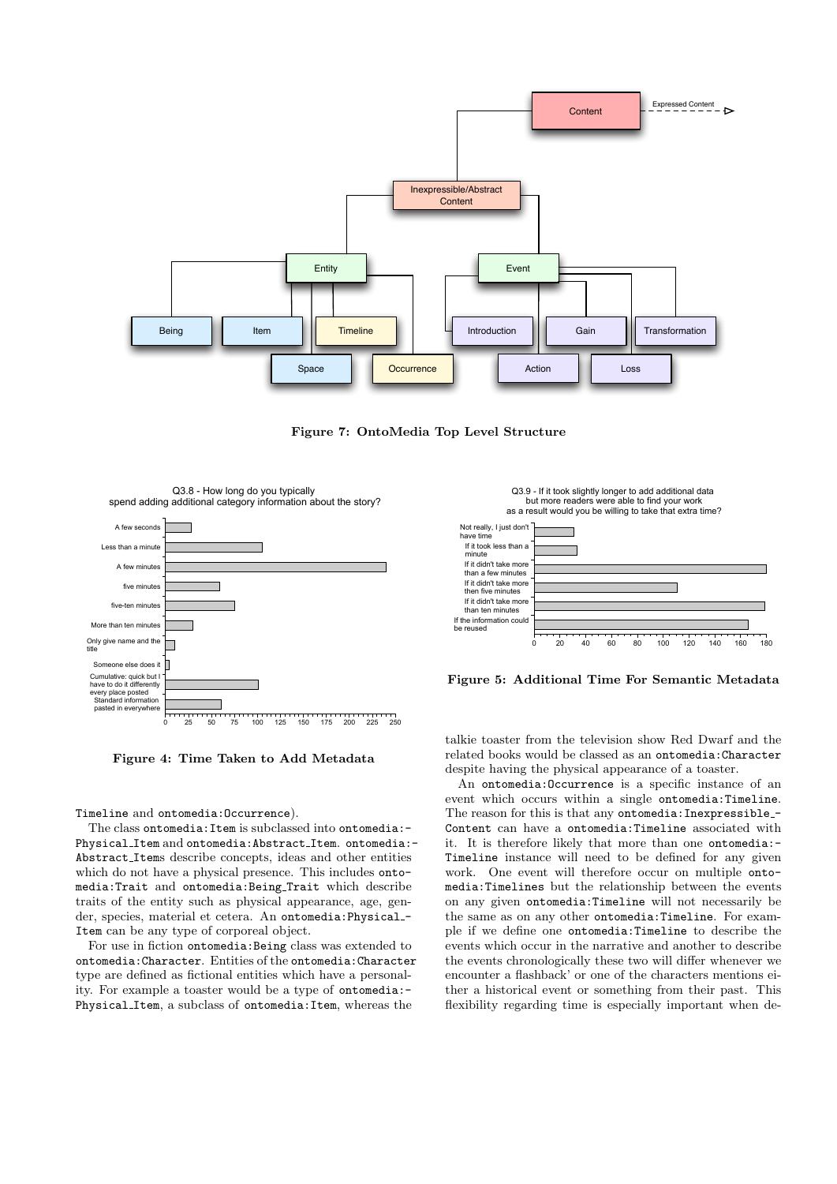**Figure 7: OntoMedia Top Level Structure**

**Figure 4: Time Taken to Add Metadata**

**Figure 5: Additional Time For Semantic Metadata**

Timeline and ontomedia:Occurrence).

The class ontomedia:Item is subclassed into ontomedia:Physical_Item and ontomedia:Abstract_Item. ontomedia:Abstract_Items describe concepts, ideas and other entities which do not have a physical presence. This includes ontomedia:Trait and ontomedia:Being_Trait which describe traits of the entity such as physical appearance, age, gender, species, material et cetera. An ontomedia:Physical_Item can be any type of corporeal object.

For use in fiction ontomedia:Being class was extended to ontomedia:Character. Entities of the ontomedia:Character type are defined as fictional entities which have a personality. For example a toaster would be a type of ontomedia:Physical_Item, a subclass of ontomedia:Item, whereas the talkie toaster from the television show Red Dwarf and the related books would be classed as an ontomedia:Character despite having the physical appearance of a toaster.

An ontomedia:Occurrence is a specific instance of an event which occurs within a single ontomedia:Timeline. The reason for this is that any ontomedia:Inexpressible_Content can have a ontomedia:Timeline associated with it. It is therefore likely that more than one ontomedia:Timeline instance will need to be defined for any given work. One event will therefore occur on multiple ontomedia:Timelines but the relationship between the events on any given ontomedia:Timeline will not necessarily be the same as on any other ontomedia:Timeline. For example if we define one ontomedia:Timeline to describe the events which occur in the narrative and another to describe the events chronologically these two will differ whenever we encounter a flashback' or one of the characters mentions either a historical event or something from their past. This flexibility regarding time is especially important when de-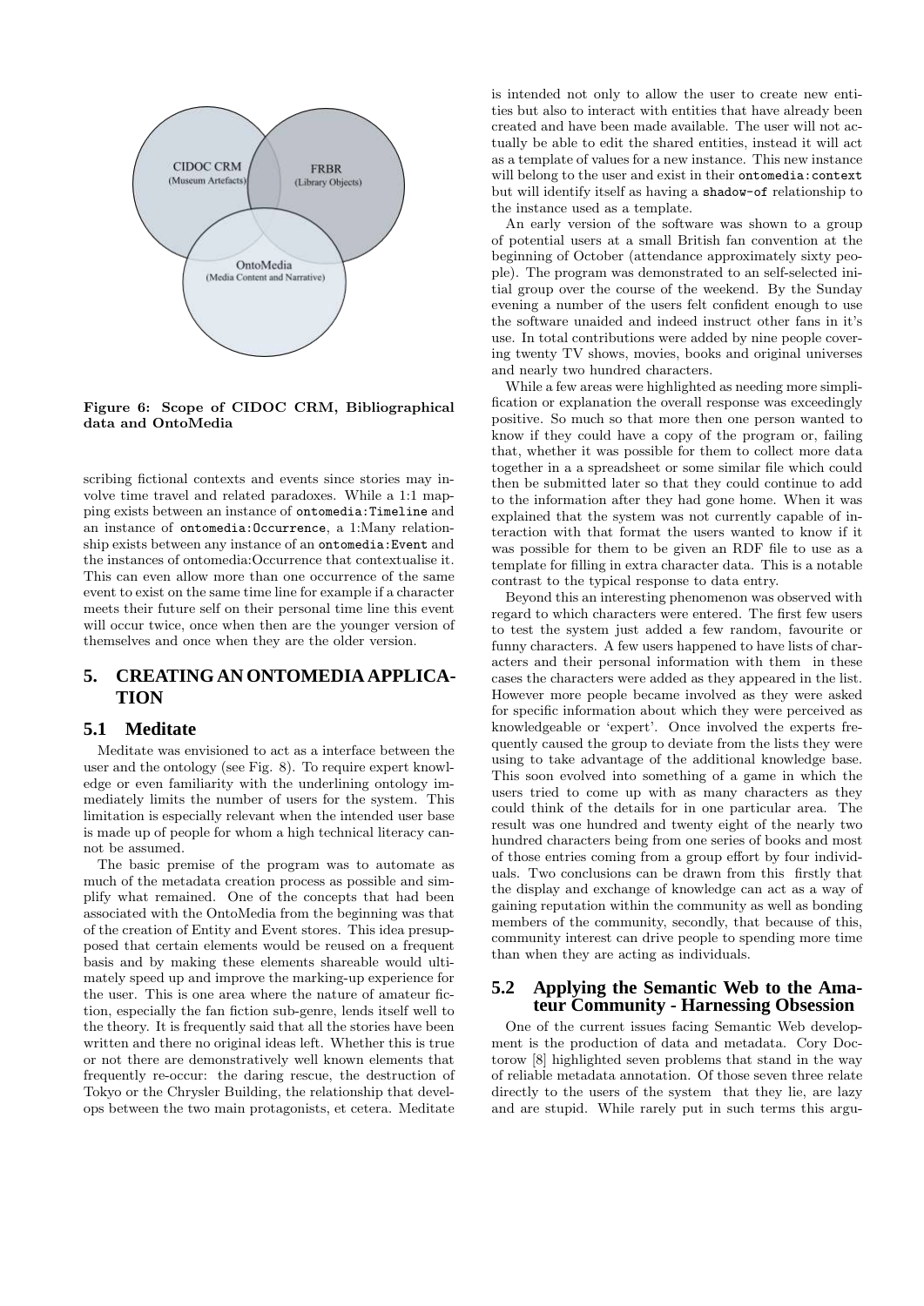**Figure 6: Scope of CIDOC CRM, Bibliographical data and OntoMedia**

scribing fictional contexts and events since stories may involve time travel and related paradoxes. While a 1:1 mapping exists between an instance of `ontomedia:Timeline` and an instance of `ontomedia:Occurrence`, a 1:Many relationship exists between any instance of an `ontomedia:Event` and the instances of ontomedia:Occurrence that contextualise it. This can even allow more than one occurrence of the same event to exist on the same time line for example if a character meets their future self on their personal time line this event will occur twice, once when then are the younger version of themselves and once when they are the older version.

## 5. CREATING AN ONTOMEDIA APPLICATION

### 5.1 Meditate

Meditate was envisioned to act as a interface between the user and the ontology (see Fig. 8). To require expert knowledge or even familiarity with the underlining ontology immediately limits the number of users for the system. This limitation is especially relevant when the intended user base is made up of people for whom a high technical literacy cannot be assumed.

The basic premise of the program was to automate as much of the metadata creation process as possible and simplify what remained. One of the concepts that had been associated with the OntoMedia from the beginning was that of the creation of Entity and Event stores. This idea presupposed that certain elements would be reused on a frequent basis and by making these elements shareable would ultimately speed up and improve the marking-up experience for the user. This is one area where the nature of amateur fiction, especially the fan fiction sub-genre, lends itself well to the theory. It is frequently said that all the stories have been written and there no original ideas left. Whether this is true or not there are demonstratively well known elements that frequently re-occur: the daring rescue, the destruction of Tokyo or the Chrysler Building, the relationship that develops between the two main protagonists, et cetera. Meditate is intended not only to allow the user to create new entities but also to interact with entities that have already been created and have been made available. The user will not actually be able to edit the shared entities, instead it will act as a template of values for a new instance. This new instance will belong to the user and exist in their `ontomedia:context` but will identify itself as having a `shadow-of` relationship to the instance used as a template.

An early version of the software was shown to a group of potential users at a small British fan convention at the beginning of October (attendance approximately sixty people). The program was demonstrated to an self-selected initial group over the course of the weekend. By the Sunday evening a number of the users felt confident enough to use the software unaided and indeed instruct other fans in it's use. In total contributions were added by nine people covering twenty TV shows, movies, books and original universes and nearly two hundred characters.

While a few areas were highlighted as needing more simplification or explanation the overall response was exceedingly positive. So much so that more then one person wanted to know if they could have a copy of the program or, failing that, whether it was possible for them to collect more data together in a a spreadsheet or some similar file which could then be submitted later so that they could continue to add to the information after they had gone home. When it was explained that the system was not currently capable of interaction with that format the users wanted to know if it was possible for them to be given an RDF file to use as a template for filling in extra character data. This is a notable contrast to the typical response to data entry.

Beyond this an interesting phenomenon was observed with regard to which characters were entered. The first few users to test the system just added a few random, favourite or funny characters. A few users happened to have lists of characters and their personal information with them in these cases the characters were added as they appeared in the list. However more people became involved as they were asked for specific information about which they were perceived as knowledgeable or 'expert'. Once involved the experts frequently caused the group to deviate from the lists they were using to take advantage of the additional knowledge base. This soon evolved into something of a game in which the users tried to come up with as many characters as they could think of the details for in one particular area. The result was one hundred and twenty eight of the nearly two hundred characters being from one series of books and most of those entries coming from a group effort by four individuals. Two conclusions can be drawn from this firstly that the display and exchange of knowledge can act as a way of gaining reputation within the community as well as bonding members of the community, secondly, that because of this, community interest can drive people to spending more time than when they are acting as individuals.

### 5.2 Applying the Semantic Web to the Amateur Community - Harnessing Obsession

One of the current issues facing Semantic Web development is the production of data and metadata. Cory Doctorow [8] highlighted seven problems that stand in the way of reliable metadata annotation. Of those seven three relate directly to the users of the system that they lie, are lazy and are stupid. While rarely put in such terms this argu-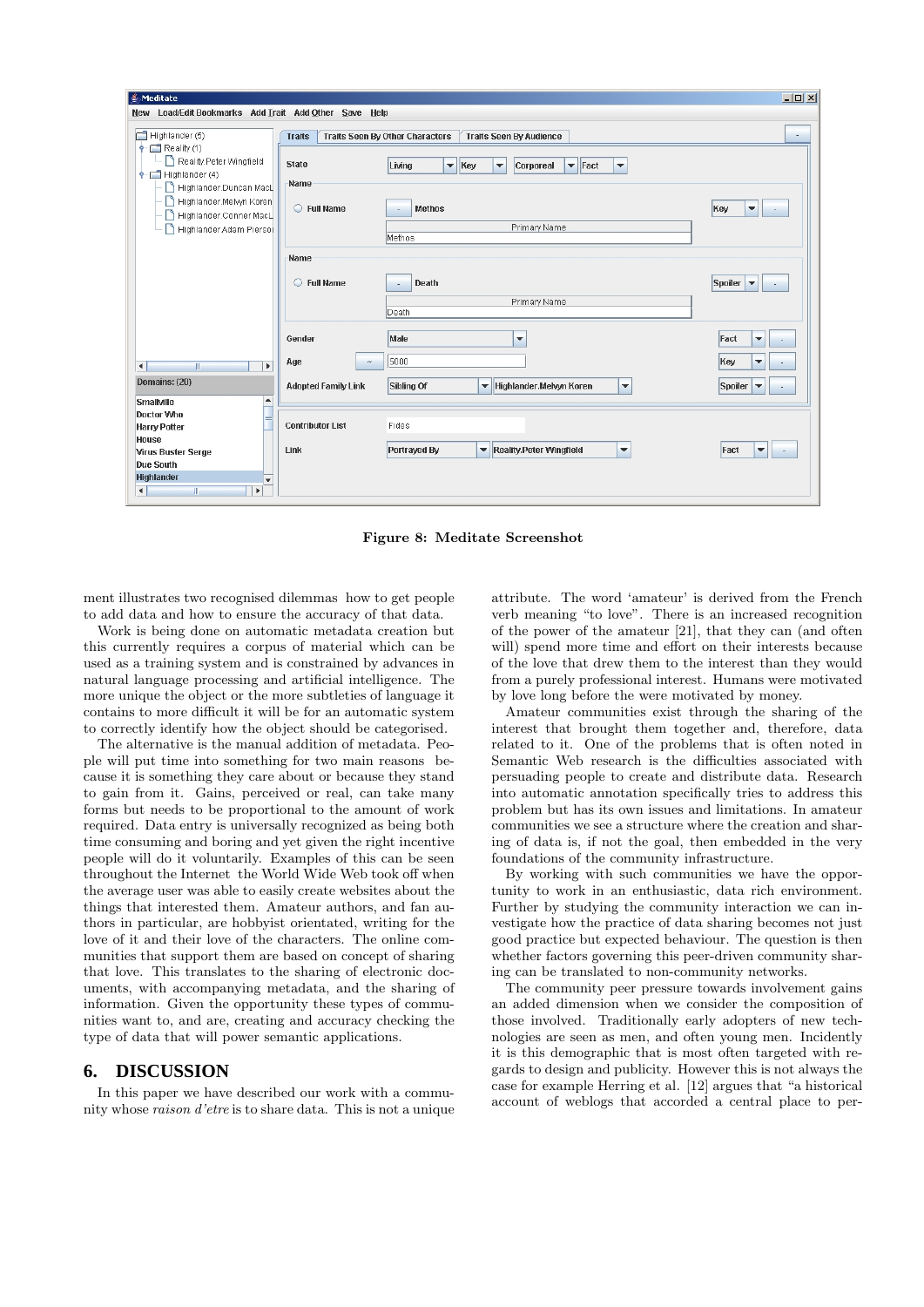Figure 8: Meditate Screenshot

ment illustrates two recognised dilemmas how to get people to add data and how to ensure the accuracy of that data.

Work is being done on automatic metadata creation but this currently requires a corpus of material which can be used as a training system and is constrained by advances in natural language processing and artificial intelligence. The more unique the object or the more subtleties of language it contains to more difficult it will be for an automatic system to correctly identify how the object should be categorised.

The alternative is the manual addition of metadata. People will put time into something for two main reasons because it is something they care about or because they stand to gain from it. Gains, perceived or real, can take many forms but needs to be proportional to the amount of work required. Data entry is universally recognized as being both time consuming and boring and yet given the right incentive people will do it voluntarily. Examples of this can be seen throughout the Internet the World Wide Web took off when the average user was able to easily create websites about the things that interested them. Amateur authors, and fan authors in particular, are hobbyist orientated, writing for the love of it and their love of the characters. The online communities that support them are based on concept of sharing that love. This translates to the sharing of electronic documents, with accompanying metadata, and the sharing of information. Given the opportunity these types of communities want to, and are, creating and accuracy checking the type of data that will power semantic applications.

## 6. DISCUSSION

In this paper we have described our work with a community whose *raison d'etre* is to share data. This is not a unique attribute. The word 'amateur' is derived from the French verb meaning "to love". There is an increased recognition of the power of the amateur [21], that they can (and often will) spend more time and effort on their interests because of the love that drew them to the interest than they would from a purely professional interest. Humans were motivated by love long before the were motivated by money.

Amateur communities exist through the sharing of the interest that brought them together and, therefore, data related to it. One of the problems that is often noted in Semantic Web research is the difficulties associated with persuading people to create and distribute data. Research into automatic annotation specifically tries to address this problem but has its own issues and limitations. In amateur communities we see a structure where the creation and sharing of data is, if not the goal, then embedded in the very foundations of the community infrastructure.

By working with such communities we have the opportunity to work in an enthusiastic, data rich environment. Further by studying the community interaction we can investigate how the practice of data sharing becomes not just good practice but expected behaviour. The question is then whether factors governing this peer-driven community sharing can be translated to non-community networks.

The community peer pressure towards involvement gains an added dimension when we consider the composition of those involved. Traditionally early adopters of new technologies are seen as men, and often young men. Incidently it is this demographic that is most often targeted with regards to design and publicity. However this is not always the case for example Herring et al. [12] argues that "a historical account of weblogs that accorded a central place to per-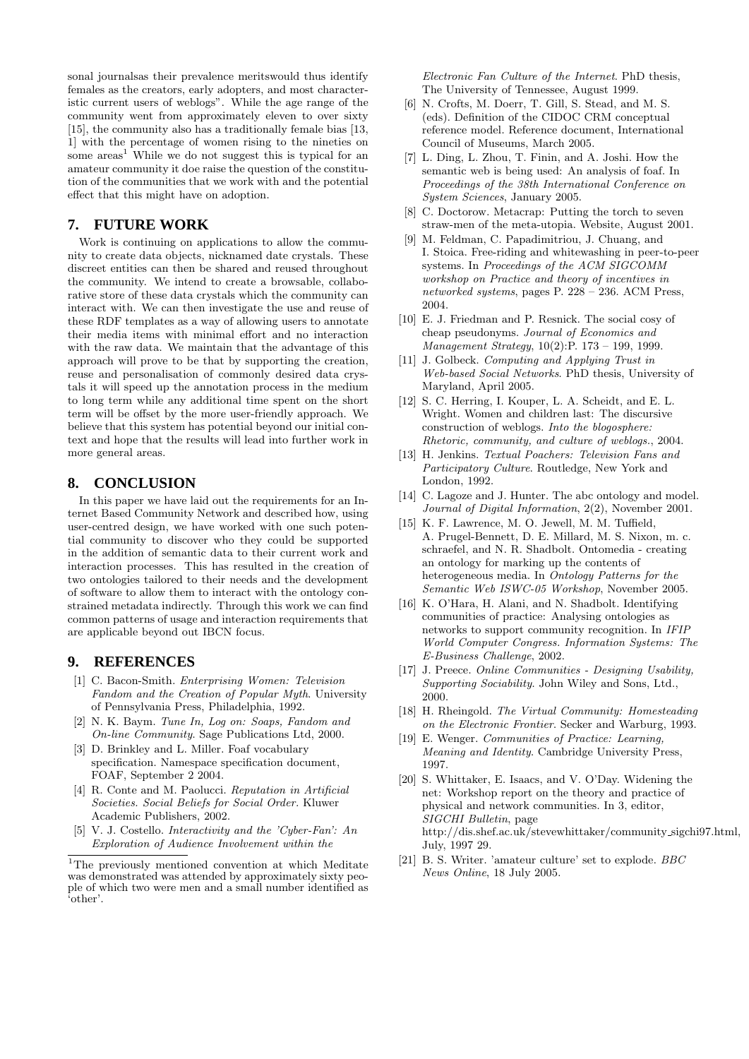sonal journalsas their prevalence meritswould thus identify females as the creators, early adopters, and most characteristic current users of weblogs". While the age range of the community went from approximately eleven to over sixty [15], the community also has a traditionally female bias [13, 1] with the percentage of women rising to the nineties on some areas[1] While we do not suggest this is typical for an amateur community it doe raise the question of the constitution of the communities that we work with and the potential effect that this might have on adoption.

## 7. FUTURE WORK

Work is continuing on applications to allow the community to create data objects, nicknamed date crystals. These discreet entities can then be shared and reused throughout the community. We intend to create a browsable, collaborative store of these data crystals which the community can interact with. We can then investigate the use and reuse of these RDF templates as a way of allowing users to annotate their media items with minimal effort and no interaction with the raw data. We maintain that the advantage of this approach will prove to be that by supporting the creation, reuse and personalisation of commonly desired data crystals it will speed up the annotation process in the medium to long term while any additional time spent on the short term will be offset by the more user-friendly approach. We believe that this system has potential beyond our initial context and hope that the results will lead into further work in more general areas.

## 8. CONCLUSION

In this paper we have laid out the requirements for an Internet Based Community Network and described how, using user-centred design, we have worked with one such potential community to discover who they could be supported in the addition of semantic data to their current work and interaction processes. This has resulted in the creation of two ontologies tailored to their needs and the development of software to allow them to interact with the ontology constrained metadata indirectly. Through this work we can find common patterns of usage and interaction requirements that are applicable beyond out IBCN focus.

## 9. REFERENCES

[1] C. Bacon-Smith. *Enterprising Women: Television Fandom and the Creation of Popular Myth*. University of Pennsylvania Press, Philadelphia, 1992.

[2] N. K. Baym. *Tune In, Log on: Soaps, Fandom and On-line Community*. Sage Publications Ltd, 2000.

[3] D. Brinkley and L. Miller. Foaf vocabulary specification. Namespace specification document, FOAF, September 2 2004.

[4] R. Conte and M. Paolucci. *Reputation in Artificial Societies. Social Beliefs for Social Order.* Kluwer Academic Publishers, 2002.

[5] V. J. Costello. *Interactivity and the 'Cyber-Fan': An Exploration of Audience Involvement within the Electronic Fan Culture of the Internet*. PhD thesis, The University of Tennessee, August 1999.

[6] N. Crofts, M. Doerr, T. Gill, S. Stead, and M. S. (eds). Definition of the CIDOC CRM conceptual reference model. Reference document, International Council of Museums, March 2005.

[7] L. Ding, L. Zhou, T. Finin, and A. Joshi. How the semantic web is being used: An analysis of foaf. In *Proceedings of the 38th International Conference on System Sciences*, January 2005.

[8] C. Doctorow. Metacrap: Putting the torch to seven straw-men of the meta-utopia. Website, August 2001.

[9] M. Feldman, C. Papadimitriou, J. Chuang, and I. Stoica. Free-riding and whitewashing in peer-to-peer systems. In *Proceedings of the ACM SIGCOMM workshop on Practice and theory of incentives in networked systems*, pages P. 228 – 236. ACM Press, 2004.

[10] E. J. Friedman and P. Resnick. The social cosy of cheap pseudonyms. *Journal of Economics and Management Strategy*, 10(2):P. 173 – 199, 1999.

[11] J. Golbeck. *Computing and Applying Trust in Web-based Social Networks*. PhD thesis, University of Maryland, April 2005.

[12] S. C. Herring, I. Kouper, L. A. Scheidt, and E. L. Wright. Women and children last: The discursive construction of weblogs. *Into the blogosphere: Rhetoric, community, and culture of weblogs.*, 2004.

[13] H. Jenkins. *Textual Poachers: Television Fans and Participatory Culture*. Routledge, New York and London, 1992.

[14] C. Lagoze and J. Hunter. The abc ontology and model. *Journal of Digital Information*, 2(2), November 2001.

[15] K. F. Lawrence, M. O. Jewell, M. M. Tuffield, A. Prugel-Bennett, D. E. Millard, M. S. Nixon, m. c. schraefel, and N. R. Shadbolt. Ontomedia - creating an ontology for marking up the contents of heterogeneous media. In *Ontology Patterns for the Semantic Web ISWC-05 Workshop*, November 2005.

[16] K. O'Hara, H. Alani, and N. Shadbolt. Identifying communities of practice: Analysing ontologies as networks to support community recognition. In *IFIP World Computer Congress. Information Systems: The E-Business Challenge*, 2002.

[17] J. Preece. *Online Communities - Designing Usability, Supporting Sociability*. John Wiley and Sons, Ltd., 2000.

[18] H. Rheingold. *The Virtual Community: Homesteading on the Electronic Frontier*. Secker and Warburg, 1993.

[19] E. Wenger. *Communities of Practice: Learning, Meaning and Identity*. Cambridge University Press, 1997.

[20] S. Whittaker, E. Isaacs, and V. O'Day. Widening the net: Workshop report on the theory and practice of physical and network communities. In 3, editor, *SIGCHI Bulletin*, page http://dis.shef.ac.uk/stevewhittaker/community_sigchi97.html, July, 1997 29.

[21] B. S. Writer. 'amateur culture' set to explode. *BBC News Online*, 18 July 2005.

[1] The previously mentioned convention at which Meditate was demonstrated was attended by approximately sixty people of which two were men and a small number identified as 'other'.